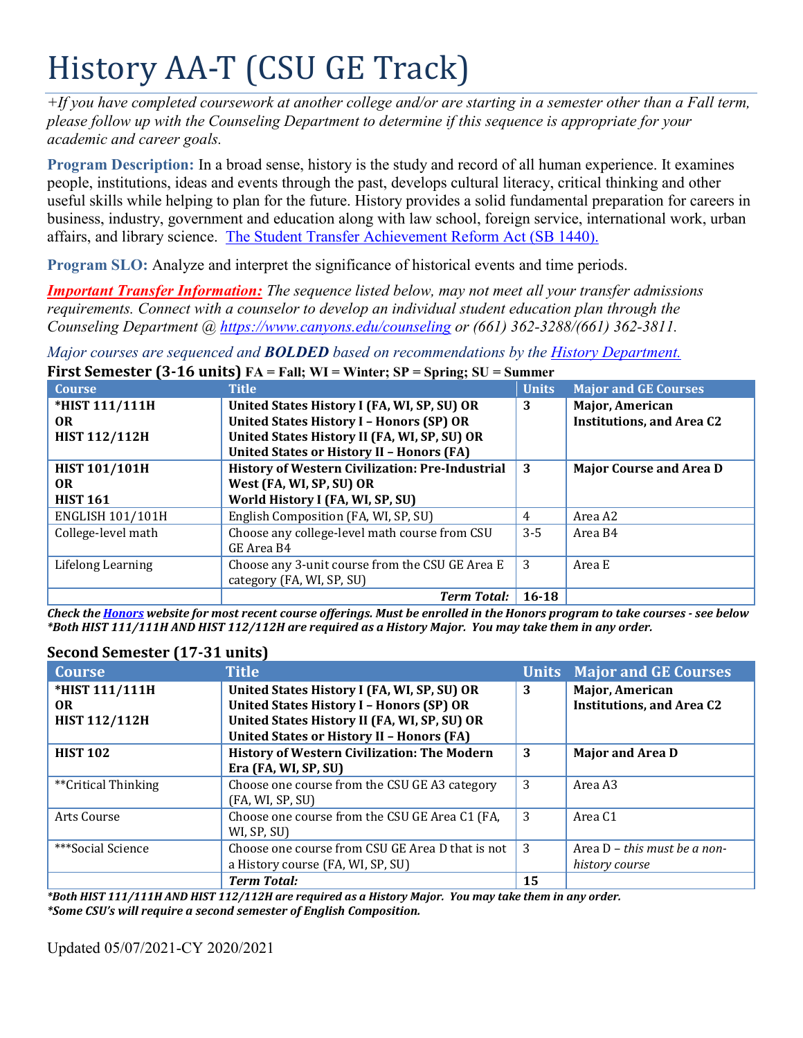# History AA-T (CSU GE Track)

*+If you have completed coursework at another college and/or are starting in a semester other than a Fall term, please follow up with the Counseling Department to determine if this sequence is appropriate for your academic and career goals.*

**Program Description:** In a broad sense, history is the study and record of all human experience. It examines people, institutions, ideas and events through the past, develops cultural literacy, critical thinking and other useful skills while helping to plan for the future. History provides a solid fundamental preparation for careers in business, industry, government and education along with law school, foreign service, international work, urban affairs, and library science. The Student Transfer Achievement Reform Act (SB 1440).

**Program SLO:** Analyze and interpret the significance of historical events and time periods.

***Important Transfer Information:*** *The sequence listed below, may not meet all your transfer admissions requirements. Connect with a counselor to develop an individual student education plan through the Counseling Department @ https://www.canyons.edu/counseling or (661) 362-3288/(661) 362-3811.*

*Major courses are sequenced and **BOLDED** based on recommendations by the History Department.*

**First Semester (3-16 units)** FA = Fall; WI = Winter; SP = Spring; SU = Summer

| Course | Title | Units | Major and GE Courses |
|---|---|---|---|
| **\*HIST 111/111H OR HIST 112/112H** | **United States History I (FA, WI, SP, SU) OR United States History I – Honors (SP) OR United States History II (FA, WI, SP, SU) OR United States or History II – Honors (FA)** | **3** | **Major, American Institutions, and Area C2** |
| **HIST 101/101H OR HIST 161** | **History of Western Civilization: Pre-Industrial West (FA, WI, SP, SU) OR World History I (FA, WI, SP, SU)** | **3** | **Major Course and Area D** |
| ENGLISH 101/101H | English Composition (FA, WI, SP, SU) | 4 | Area A2 |
| College-level math | Choose any college-level math course from CSU GE Area B4 | 3-5 | Area B4 |
| Lifelong Learning | Choose any 3-unit course from the CSU GE Area E category (FA, WI, SP, SU) | 3 | Area E |
| | ***Term Total:*** | **16-18** | |

***Check the Honors website for most recent course offerings. Must be enrolled in the Honors program to take courses - see below***
***\*Both HIST 111/111H AND HIST 112/112H are required as a History Major. You may take them in any order.***

**Second Semester (17-31 units)**

| Course | Title | Units | Major and GE Courses |
|---|---|---|---|
| **\*HIST 111/111H OR HIST 112/112H** | **United States History I (FA, WI, SP, SU) OR United States History I – Honors (SP) OR United States History II (FA, WI, SP, SU) OR United States or History II – Honors (FA)** | **3** | **Major, American Institutions, and Area C2** |
| **HIST 102** | **History of Western Civilization: The Modern Era (FA, WI, SP, SU)** | **3** | **Major and Area D** |
| \*\*Critical Thinking | Choose one course from the CSU GE A3 category (FA, WI, SP, SU) | 3 | Area A3 |
| Arts Course | Choose one course from the CSU GE Area C1 (FA, WI, SP, SU) | 3 | Area C1 |
| \*\*\*Social Science | Choose one course from CSU GE Area D that is not a History course (FA, WI, SP, SU) | 3 | Area D – *this must be a non-history course* |
| | ***Term Total:*** | **15** | |

***\*Both HIST 111/111H AND HIST 112/112H are required as a History Major. You may take them in any order.***
***\*Some CSU's will require a second semester of English Composition.***

Updated 05/07/2021-CY 2020/2021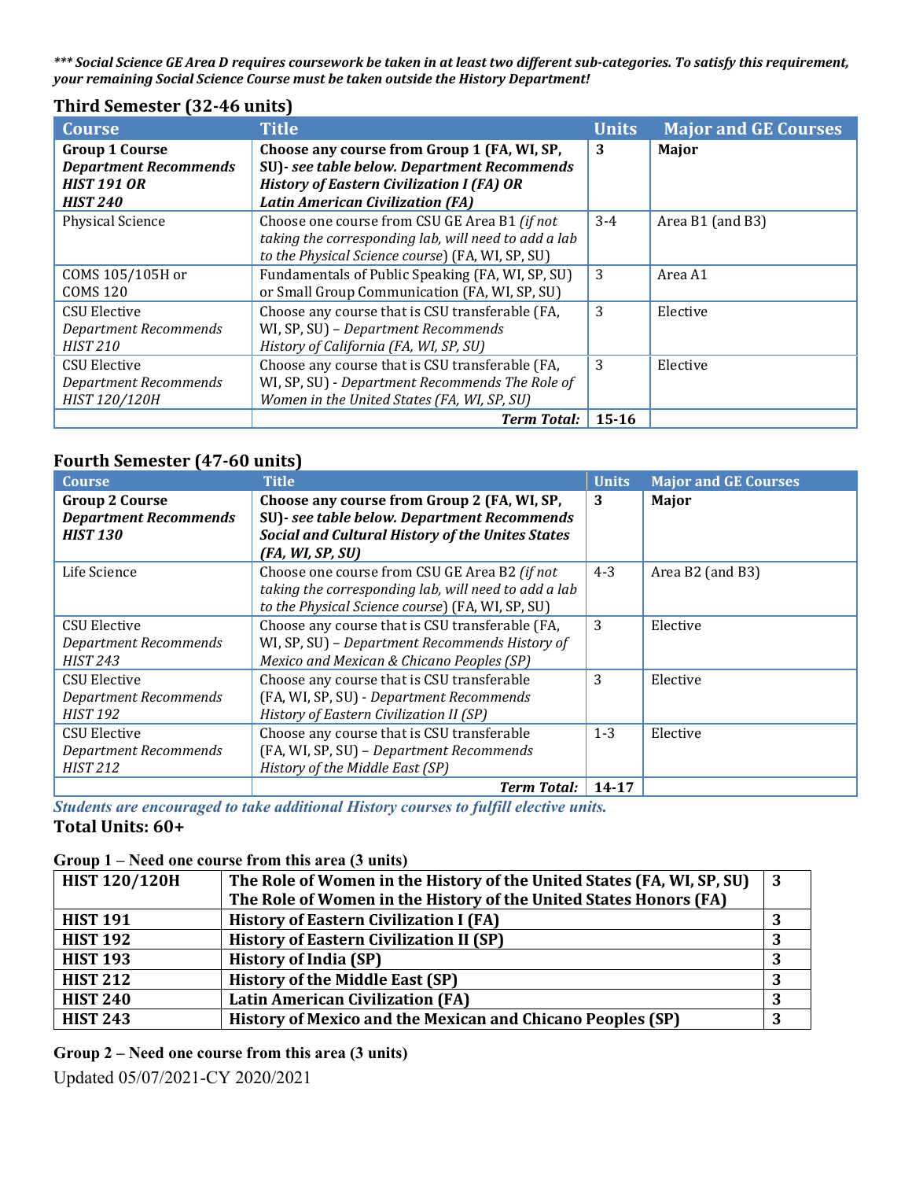***\*\*\* Social Science GE Area D requires coursework be taken in at least two different sub-categories. To satisfy this requirement, your remaining Social Science Course must be taken outside the History Department!***

### Third Semester (32-46 units)

| Course | Title | Units | Major and GE Courses |
|---|---|---|---|
| **Group 1 Course** ***Department Recommends HIST 191 OR HIST 240*** | **Choose any course from Group 1 (FA, WI, SP, SU)- *see table below. Department Recommends History of Eastern Civilization I (FA) OR Latin American Civilization (FA)*** | **3** | **Major** |
| Physical Science | Choose one course from CSU GE Area B1 *(if not taking the corresponding lab, will need to add a lab to the Physical Science course*) (FA, WI, SP, SU) | 3-4 | Area B1 (and B3) |
| COMS 105/105H or COMS 120 | Fundamentals of Public Speaking (FA, WI, SP, SU) or Small Group Communication (FA, WI, SP, SU) | 3 | Area A1 |
| CSU Elective *Department Recommends HIST 210* | Choose any course that is CSU transferable (FA, WI, SP, SU) – *Department Recommends History of California (FA, WI, SP, SU)* | 3 | Elective |
| CSU Elective *Department Recommends HIST 120/120H* | Choose any course that is CSU transferable (FA, WI, SP, SU) - *Department Recommends The Role of Women in the United States (FA, WI, SP, SU)* | 3 | Elective |
| | ***Term Total:*** | **15-16** | |

### Fourth Semester (47-60 units)

| Course | Title | Units | Major and GE Courses |
|---|---|---|---|
| **Group 2 Course** ***Department Recommends HIST 130*** | **Choose any course from Group 2 (FA, WI, SP, SU)- *see table below. Department Recommends Social and Cultural History of the Unites States (FA, WI, SP, SU)*** | **3** | **Major** |
| Life Science | Choose one course from CSU GE Area B2 *(if not taking the corresponding lab, will need to add a lab to the Physical Science course*) (FA, WI, SP, SU) | 4-3 | Area B2 (and B3) |
| CSU Elective *Department Recommends HIST 243* | Choose any course that is CSU transferable (FA, WI, SP, SU) – *Department Recommends History of Mexico and Mexican & Chicano Peoples (SP)* | 3 | Elective |
| CSU Elective *Department Recommends HIST 192* | Choose any course that is CSU transferable (FA, WI, SP, SU) - *Department Recommends History of Eastern Civilization II (SP)* | 3 | Elective |
| CSU Elective *Department Recommends HIST 212* | Choose any course that is CSU transferable (FA, WI, SP, SU) – *Department Recommends History of the Middle East (SP)* | 1-3 | Elective |
| | ***Term Total:*** | **14-17** | |

***Students are encouraged to take additional History courses to fulfill elective units.***

**Total Units: 60+**

**Group 1 – Need one course from this area (3 units)**

| | | |
|---|---|---|
| **HIST 120/120H** | **The Role of Women in the History of the United States (FA, WI, SP, SU)** **The Role of Women in the History of the United States Honors (FA)** | **3** |
| **HIST 191** | **History of Eastern Civilization I (FA)** | **3** |
| **HIST 192** | **History of Eastern Civilization II (SP)** | **3** |
| **HIST 193** | **History of India (SP)** | **3** |
| **HIST 212** | **History of the Middle East (SP)** | **3** |
| **HIST 240** | **Latin American Civilization (FA)** | **3** |
| **HIST 243** | **History of Mexico and the Mexican and Chicano Peoples (SP)** | **3** |

**Group 2 – Need one course from this area (3 units)**

Updated 05/07/2021-CY 2020/2021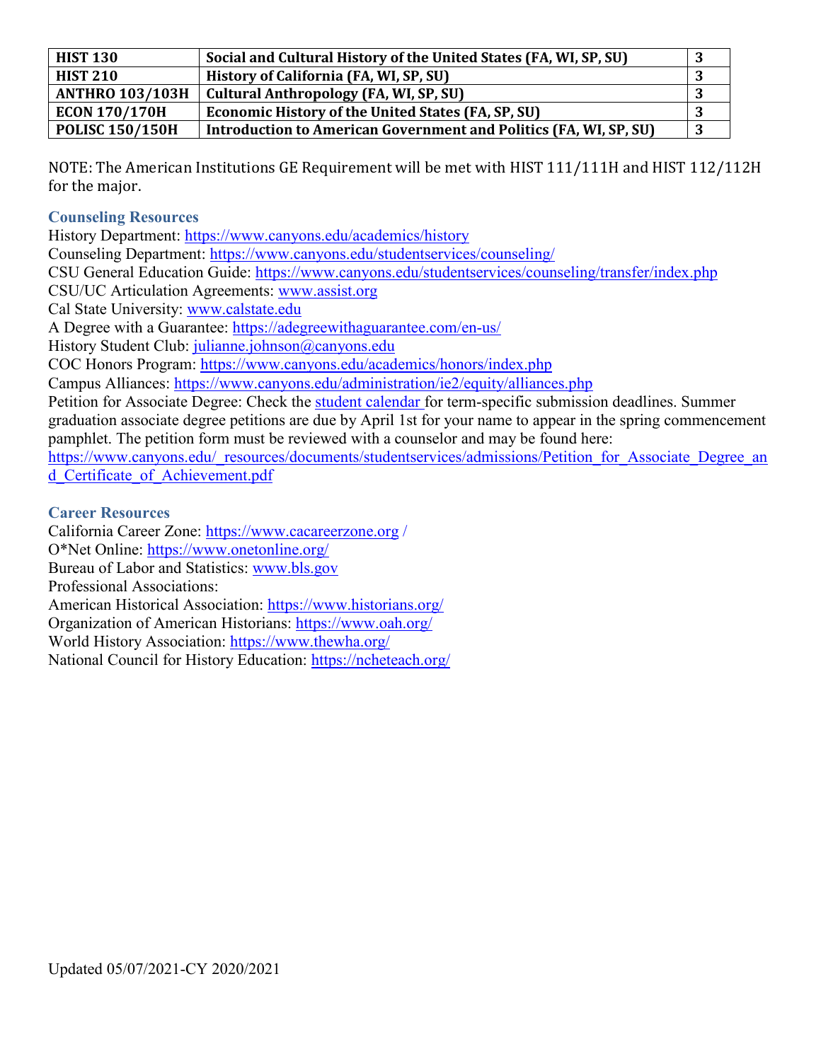| HIST 130 | Social and Cultural History of the United States (FA, WI, SP, SU) | 3 |
|---|---|---|
| HIST 210 | History of California (FA, WI, SP, SU) | 3 |
| ANTHRO 103/103H | Cultural Anthropology (FA, WI, SP, SU) | 3 |
| ECON 170/170H | Economic History of the United States (FA, SP, SU) | 3 |
| POLISC 150/150H | Introduction to American Government and Politics (FA, WI, SP, SU) | 3 |

NOTE: The American Institutions GE Requirement will be met with HIST 111/111H and HIST 112/112H for the major.

### Counseling Resources

History Department: https://www.canyons.edu/academics/history
Counseling Department: https://www.canyons.edu/studentservices/counseling/
CSU General Education Guide: https://www.canyons.edu/studentservices/counseling/transfer/index.php
CSU/UC Articulation Agreements: www.assist.org
Cal State University: www.calstate.edu
A Degree with a Guarantee: https://adegreewithaguarantee.com/en-us/
History Student Club: julianne.johnson@canyons.edu
COC Honors Program: https://www.canyons.edu/academics/honors/index.php
Campus Alliances: https://www.canyons.edu/administration/ie2/equity/alliances.php
Petition for Associate Degree: Check the student calendar for term-specific submission deadlines. Summer graduation associate degree petitions are due by April 1st for your name to appear in the spring commencement pamphlet. The petition form must be reviewed with a counselor and may be found here: https://www.canyons.edu/_resources/documents/studentservices/admissions/Petition_for_Associate_Degree_and_Certificate_of_Achievement.pdf

### Career Resources

California Career Zone: https://www.cacareerzone.org /
O*Net Online: https://www.onetonline.org/
Bureau of Labor and Statistics: www.bls.gov
Professional Associations:
American Historical Association: https://www.historians.org/
Organization of American Historians: https://www.oah.org/
World History Association: https://www.thewha.org/
National Council for History Education: https://ncheteach.org/

Updated 05/07/2021-CY 2020/2021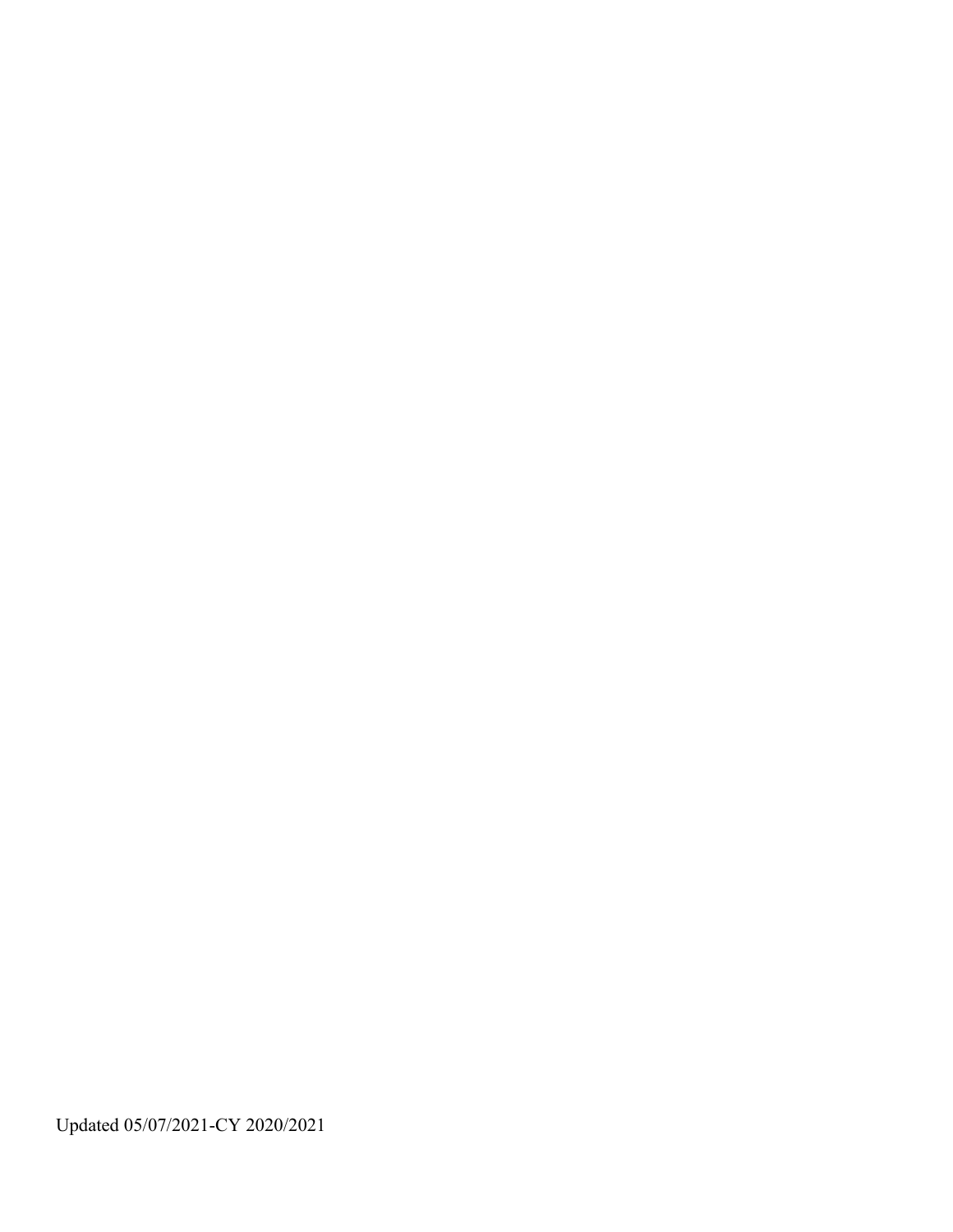Updated 05/07/2021-CY 2020/2021